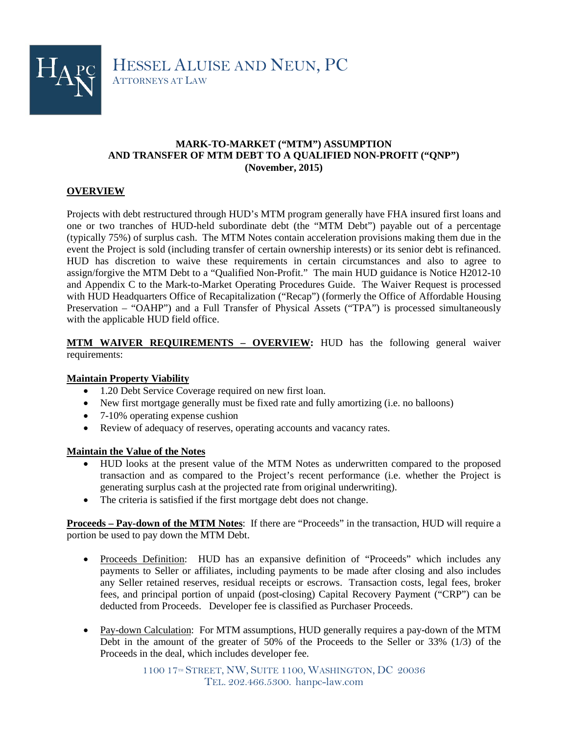# HESSEL ALUISE AND NEUN, PC

ATTORNEYS AT LAW

## MARK-TO-MARKET ("MTM") ASSUMPTION AND TRANSFER OF MTM DEBT TO A QUALIFIED NON-PROFIT ("QNP") (November, 2015)

### OVERVIEW

Projects with debt restructured through HUD's MTM program generally have FHA insured first loans and one or two tranches of HUD-held subordinate debt (the "MTM Debt") payable out of a percentage (typically 75%) of surplus cash. The MTM Notes contain acceleration provisions making them due in the event the Project is sold (including transfer of certain ownership interests) or its senior debt is refinanced. HUD has discretion to waive these requirements in certain circumstances and also to agree to assign/forgive the MTM Debt to a "Qualified Non-Profit." The main HUD guidance is Notice H2012-10 and Appendix C to the Mark-to-Market Operating Procedures Guide. The Waiver Request is processed with HUD Headquarters Office of Recapitalization ("Recap") (formerly the Office of Affordable Housing Preservation – "OAHP") and a Full Transfer of Physical Assets ("TPA") is processed simultaneously with the applicable HUD field office.

**MTM WAIVER REQUIREMENTS – OVERVIEW:** HUD has the following general waiver requirements:

**Maintain Property Viability**

- 1.20 Debt Service Coverage required on new first loan.
- New first mortgage generally must be fixed rate and fully amortizing (i.e. no balloons)
- 7-10% operating expense cushion
- Review of adequacy of reserves, operating accounts and vacancy rates.

**Maintain the Value of the Notes**

- HUD looks at the present value of the MTM Notes as underwritten compared to the proposed transaction and as compared to the Project's recent performance (i.e. whether the Project is generating surplus cash at the projected rate from original underwriting).
- The criteria is satisfied if the first mortgage debt does not change.

**Proceeds – Pay-down of the MTM Notes**: If there are "Proceeds" in the transaction, HUD will require a portion be used to pay down the MTM Debt.

- Proceeds Definition: HUD has an expansive definition of "Proceeds" which includes any payments to Seller or affiliates, including payments to be made after closing and also includes any Seller retained reserves, residual receipts or escrows. Transaction costs, legal fees, broker fees, and principal portion of unpaid (post-closing) Capital Recovery Payment ("CRP") can be deducted from Proceeds. Developer fee is classified as Purchaser Proceeds.
- Pay-down Calculation: For MTM assumptions, HUD generally requires a pay-down of the MTM Debt in the amount of the greater of 50% of the Proceeds to the Seller or 33% (1/3) of the Proceeds in the deal, which includes developer fee.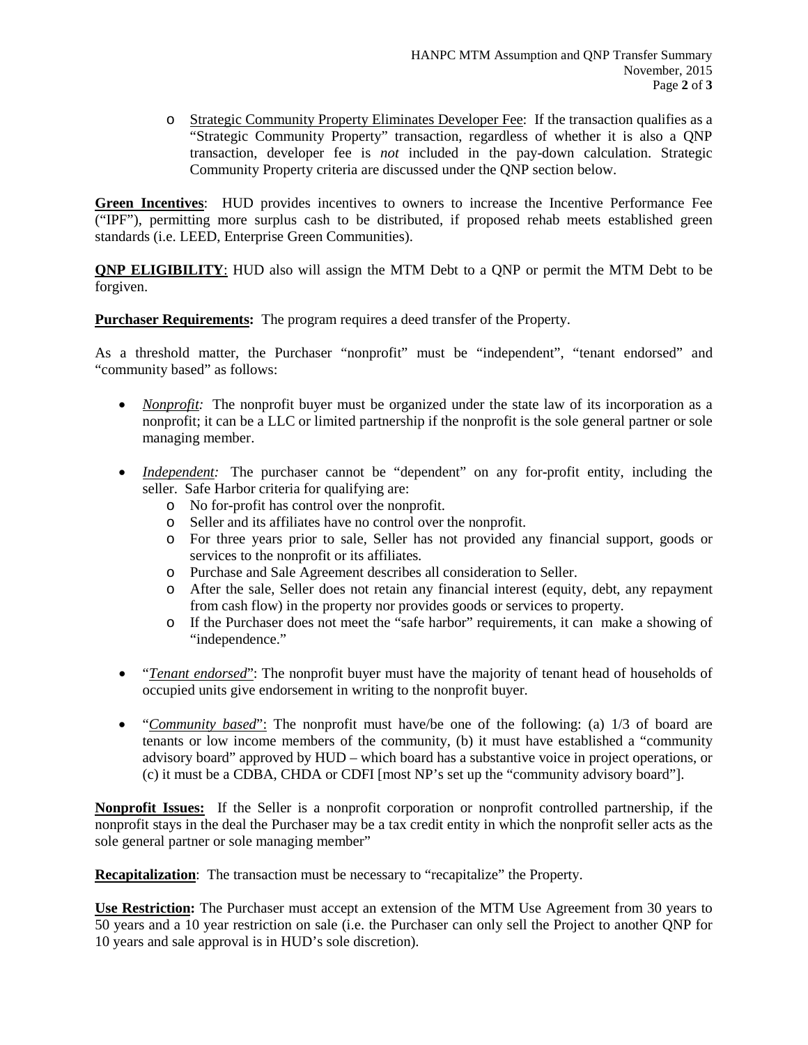- Strategic Community Property Eliminates Developer Fee: If the transaction qualifies as a "Strategic Community Property" transaction, regardless of whether it is also a QNP transaction, developer fee is *not* included in the pay-down calculation. Strategic Community Property criteria are discussed under the QNP section below.

**Green Incentives**: HUD provides incentives to owners to increase the Incentive Performance Fee ("IPF"), permitting more surplus cash to be distributed, if proposed rehab meets established green standards (i.e. LEED, Enterprise Green Communities).

**QNP ELIGIBILITY**: HUD also will assign the MTM Debt to a QNP or permit the MTM Debt to be forgiven.

**Purchaser Requirements:** The program requires a deed transfer of the Property.

As a threshold matter, the Purchaser "nonprofit" must be "independent", "tenant endorsed" and "community based" as follows:

- *Nonprofit:* The nonprofit buyer must be organized under the state law of its incorporation as a nonprofit; it can be a LLC or limited partnership if the nonprofit is the sole general partner or sole managing member.

- *Independent:* The purchaser cannot be "dependent" on any for-profit entity, including the seller. Safe Harbor criteria for qualifying are:
  - No for-profit has control over the nonprofit.
  - Seller and its affiliates have no control over the nonprofit.
  - For three years prior to sale, Seller has not provided any financial support, goods or services to the nonprofit or its affiliates.
  - Purchase and Sale Agreement describes all consideration to Seller.
  - After the sale, Seller does not retain any financial interest (equity, debt, any repayment from cash flow) in the property nor provides goods or services to property.
  - If the Purchaser does not meet the "safe harbor" requirements, it can make a showing of "independence."

- "*Tenant endorsed*": The nonprofit buyer must have the majority of tenant head of households of occupied units give endorsement in writing to the nonprofit buyer.

- "*Community based*": The nonprofit must have/be one of the following: (a) 1/3 of board are tenants or low income members of the community, (b) it must have established a "community advisory board" approved by HUD – which board has a substantive voice in project operations, or (c) it must be a CDBA, CHDA or CDFI [most NP's set up the "community advisory board"].

**Nonprofit Issues:** If the Seller is a nonprofit corporation or nonprofit controlled partnership, if the nonprofit stays in the deal the Purchaser may be a tax credit entity in which the nonprofit seller acts as the sole general partner or sole managing member"

**Recapitalization**: The transaction must be necessary to "recapitalize" the Property.

**Use Restriction:** The Purchaser must accept an extension of the MTM Use Agreement from 30 years to 50 years and a 10 year restriction on sale (i.e. the Purchaser can only sell the Project to another QNP for 10 years and sale approval is in HUD's sole discretion).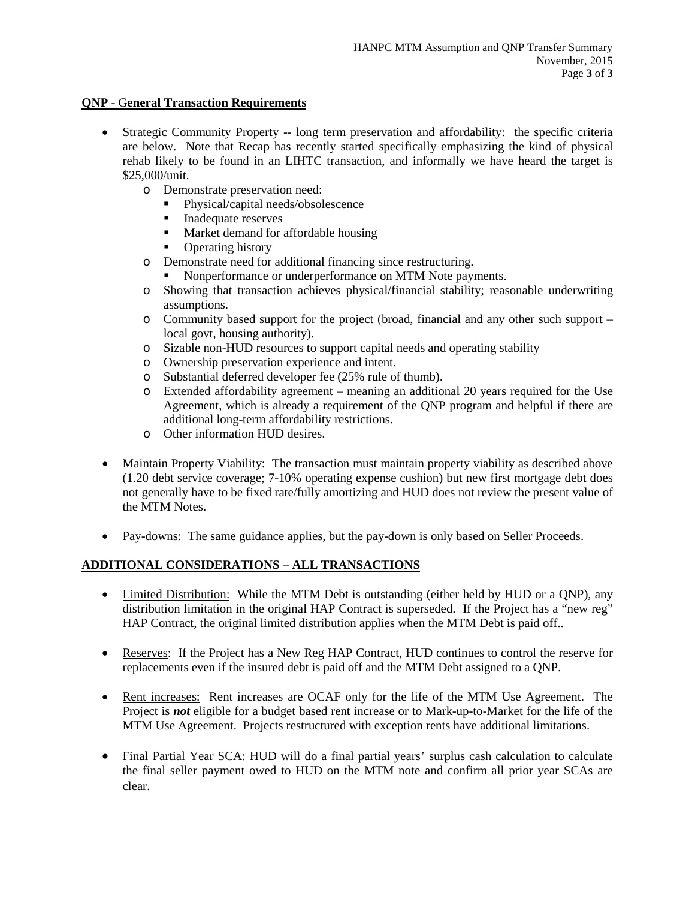## QNP - General Transaction Requirements

- Strategic Community Property -- long term preservation and affordability: the specific criteria are below. Note that Recap has recently started specifically emphasizing the kind of physical rehab likely to be found in an LIHTC transaction, and informally we have heard the target is $25,000/unit.
  - Demonstrate preservation need:
    - Physical/capital needs/obsolescence
    - Inadequate reserves
    - Market demand for affordable housing
    - Operating history
  - Demonstrate need for additional financing since restructuring.
    - Nonperformance or underperformance on MTM Note payments.
  - Showing that transaction achieves physical/financial stability; reasonable underwriting assumptions.
  - Community based support for the project (broad, financial and any other such support – local govt, housing authority).
  - Sizable non-HUD resources to support capital needs and operating stability
  - Ownership preservation experience and intent.
  - Substantial deferred developer fee (25% rule of thumb).
  - Extended affordability agreement – meaning an additional 20 years required for the Use Agreement, which is already a requirement of the QNP program and helpful if there are additional long-term affordability restrictions.
  - Other information HUD desires.

- Maintain Property Viability: The transaction must maintain property viability as described above (1.20 debt service coverage; 7-10% operating expense cushion) but new first mortgage debt does not generally have to be fixed rate/fully amortizing and HUD does not review the present value of the MTM Notes.

- Pay-downs: The same guidance applies, but the pay-down is only based on Seller Proceeds.

## ADDITIONAL CONSIDERATIONS – ALL TRANSACTIONS

- Limited Distribution: While the MTM Debt is outstanding (either held by HUD or a QNP), any distribution limitation in the original HAP Contract is superseded. If the Project has a "new reg" HAP Contract, the original limited distribution applies when the MTM Debt is paid off..

- Reserves: If the Project has a New Reg HAP Contract, HUD continues to control the reserve for replacements even if the insured debt is paid off and the MTM Debt assigned to a QNP.

- Rent increases: Rent increases are OCAF only for the life of the MTM Use Agreement. The Project is ***not*** eligible for a budget based rent increase or to Mark-up-to-Market for the life of the MTM Use Agreement. Projects restructured with exception rents have additional limitations.

- Final Partial Year SCA: HUD will do a final partial years' surplus cash calculation to calculate the final seller payment owed to HUD on the MTM note and confirm all prior year SCAs are clear.